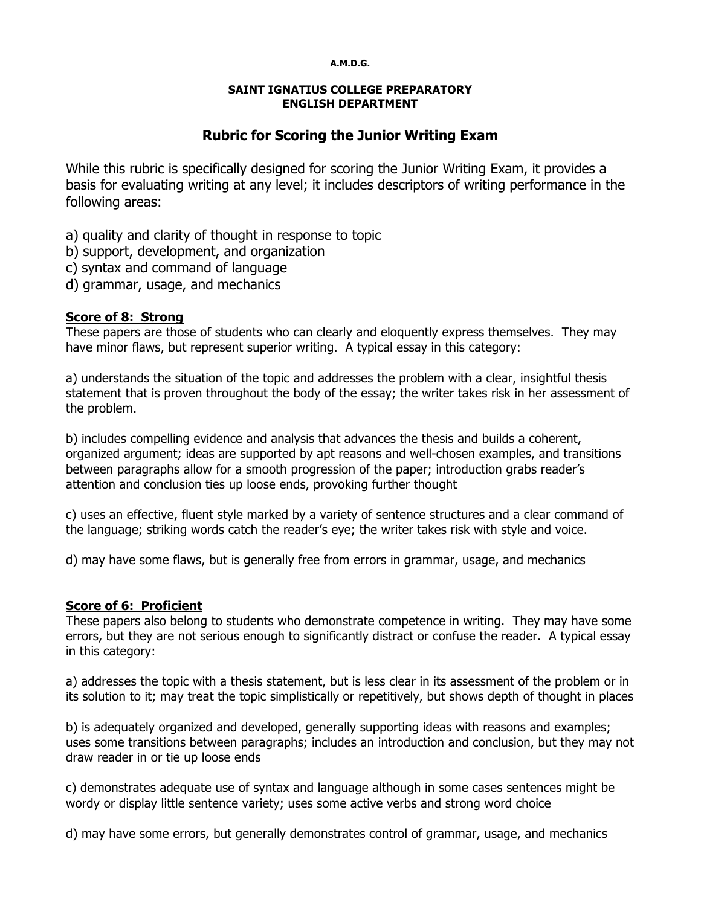**A.M.D.G.**

**SAINT IGNATIUS COLLEGE PREPARATORY**
**ENGLISH DEPARTMENT**

# Rubric for Scoring the Junior Writing Exam

While this rubric is specifically designed for scoring the Junior Writing Exam, it provides a basis for evaluating writing at any level; it includes descriptors of writing performance in the following areas:

a) quality and clarity of thought in response to topic
b) support, development, and organization
c) syntax and command of language
d) grammar, usage, and mechanics

## Score of 8: Strong

These papers are those of students who can clearly and eloquently express themselves. They may have minor flaws, but represent superior writing. A typical essay in this category:

a) understands the situation of the topic and addresses the problem with a clear, insightful thesis statement that is proven throughout the body of the essay; the writer takes risk in her assessment of the problem.

b) includes compelling evidence and analysis that advances the thesis and builds a coherent, organized argument; ideas are supported by apt reasons and well-chosen examples, and transitions between paragraphs allow for a smooth progression of the paper; introduction grabs reader's attention and conclusion ties up loose ends, provoking further thought

c) uses an effective, fluent style marked by a variety of sentence structures and a clear command of the language; striking words catch the reader's eye; the writer takes risk with style and voice.

d) may have some flaws, but is generally free from errors in grammar, usage, and mechanics

## Score of 6: Proficient

These papers also belong to students who demonstrate competence in writing. They may have some errors, but they are not serious enough to significantly distract or confuse the reader. A typical essay in this category:

a) addresses the topic with a thesis statement, but is less clear in its assessment of the problem or in its solution to it; may treat the topic simplistically or repetitively, but shows depth of thought in places

b) is adequately organized and developed, generally supporting ideas with reasons and examples; uses some transitions between paragraphs; includes an introduction and conclusion, but they may not draw reader in or tie up loose ends

c) demonstrates adequate use of syntax and language although in some cases sentences might be wordy or display little sentence variety; uses some active verbs and strong word choice

d) may have some errors, but generally demonstrates control of grammar, usage, and mechanics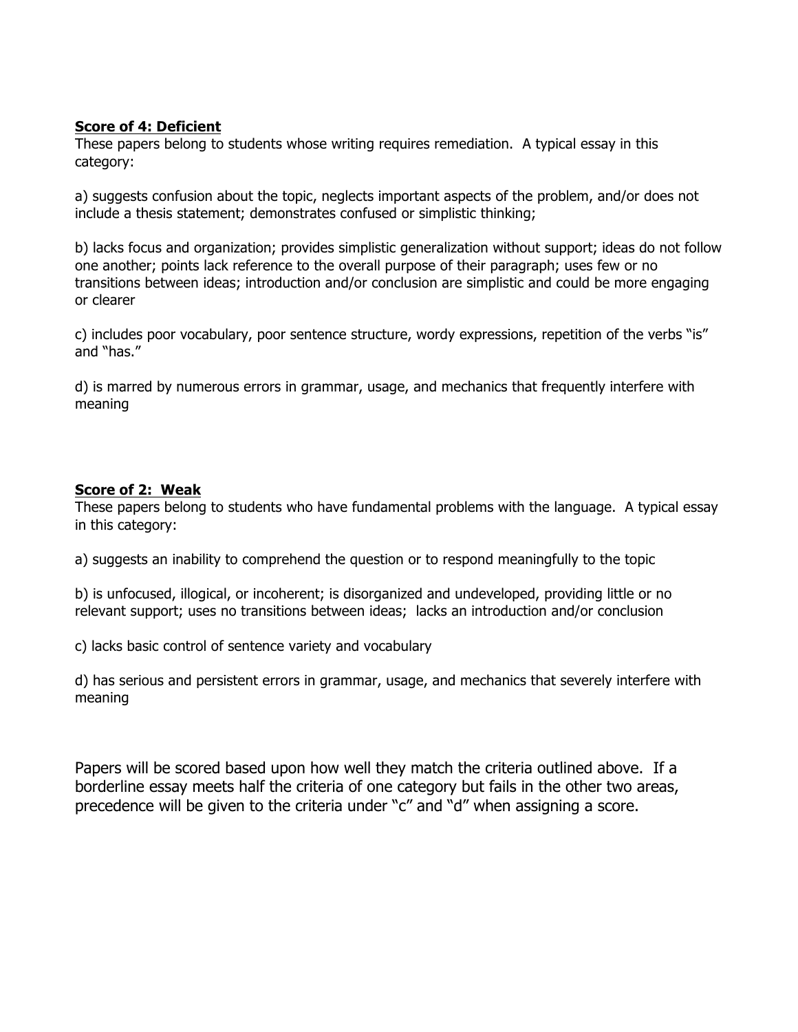**<u>Score of 4: Deficient</u>**

These papers belong to students whose writing requires remediation. A typical essay in this category:

a) suggests confusion about the topic, neglects important aspects of the problem, and/or does not include a thesis statement; demonstrates confused or simplistic thinking;

b) lacks focus and organization; provides simplistic generalization without support; ideas do not follow one another; points lack reference to the overall purpose of their paragraph; uses few or no transitions between ideas; introduction and/or conclusion are simplistic and could be more engaging or clearer

c) includes poor vocabulary, poor sentence structure, wordy expressions, repetition of the verbs "is" and "has."

d) is marred by numerous errors in grammar, usage, and mechanics that frequently interfere with meaning

**<u>Score of 2: Weak</u>**

These papers belong to students who have fundamental problems with the language. A typical essay in this category:

a) suggests an inability to comprehend the question or to respond meaningfully to the topic

b) is unfocused, illogical, or incoherent; is disorganized and undeveloped, providing little or no relevant support; uses no transitions between ideas; lacks an introduction and/or conclusion

c) lacks basic control of sentence variety and vocabulary

d) has serious and persistent errors in grammar, usage, and mechanics that severely interfere with meaning

Papers will be scored based upon how well they match the criteria outlined above. If a borderline essay meets half the criteria of one category but fails in the other two areas, precedence will be given to the criteria under "c" and "d" when assigning a score.